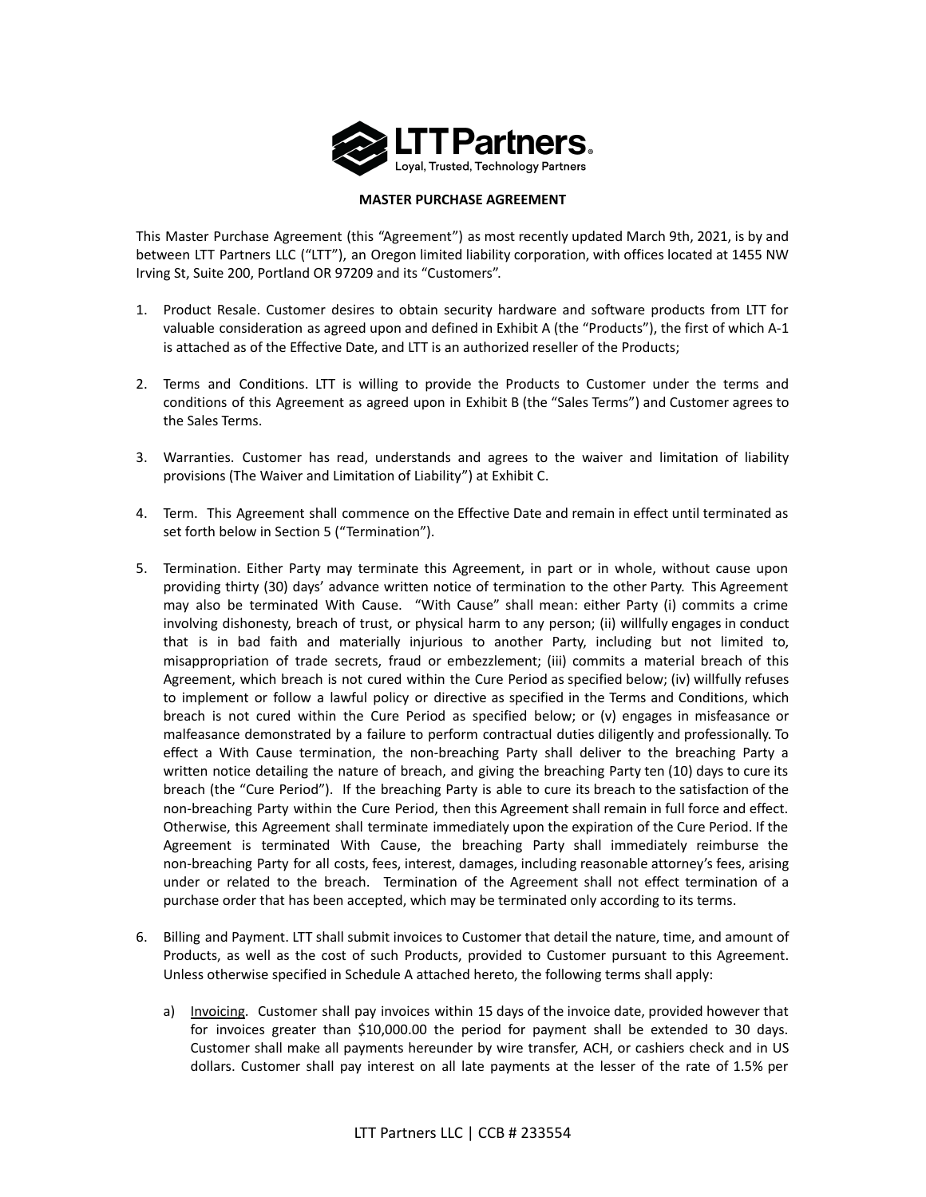LTT Partners.
Loyal, Trusted, Technology Partners

# MASTER PURCHASE AGREEMENT

This Master Purchase Agreement (this "Agreement") as most recently updated March 9th, 2021, is by and between LTT Partners LLC ("LTT"), an Oregon limited liability corporation, with offices located at 1455 NW Irving St, Suite 200, Portland OR 97209 and its "Customers".

1. Product Resale. Customer desires to obtain security hardware and software products from LTT for valuable consideration as agreed upon and defined in Exhibit A (the "Products"), the first of which A-1 is attached as of the Effective Date, and LTT is an authorized reseller of the Products;

2. Terms and Conditions. LTT is willing to provide the Products to Customer under the terms and conditions of this Agreement as agreed upon in Exhibit B (the "Sales Terms") and Customer agrees to the Sales Terms.

3. Warranties. Customer has read, understands and agrees to the waiver and limitation of liability provisions (The Waiver and Limitation of Liability") at Exhibit C.

4. Term. This Agreement shall commence on the Effective Date and remain in effect until terminated as set forth below in Section 5 ("Termination").

5. Termination. Either Party may terminate this Agreement, in part or in whole, without cause upon providing thirty (30) days' advance written notice of termination to the other Party. This Agreement may also be terminated With Cause. "With Cause" shall mean: either Party (i) commits a crime involving dishonesty, breach of trust, or physical harm to any person; (ii) willfully engages in conduct that is in bad faith and materially injurious to another Party, including but not limited to, misappropriation of trade secrets, fraud or embezzlement; (iii) commits a material breach of this Agreement, which breach is not cured within the Cure Period as specified below; (iv) willfully refuses to implement or follow a lawful policy or directive as specified in the Terms and Conditions, which breach is not cured within the Cure Period as specified below; or (v) engages in misfeasance or malfeasance demonstrated by a failure to perform contractual duties diligently and professionally. To effect a With Cause termination, the non-breaching Party shall deliver to the breaching Party a written notice detailing the nature of breach, and giving the breaching Party ten (10) days to cure its breach (the "Cure Period"). If the breaching Party is able to cure its breach to the satisfaction of the non-breaching Party within the Cure Period, then this Agreement shall remain in full force and effect. Otherwise, this Agreement shall terminate immediately upon the expiration of the Cure Period. If the Agreement is terminated With Cause, the breaching Party shall immediately reimburse the non-breaching Party for all costs, fees, interest, damages, including reasonable attorney's fees, arising under or related to the breach. Termination of the Agreement shall not effect termination of a purchase order that has been accepted, which may be terminated only according to its terms.

6. Billing and Payment. LTT shall submit invoices to Customer that detail the nature, time, and amount of Products, as well as the cost of such Products, provided to Customer pursuant to this Agreement. Unless otherwise specified in Schedule A attached hereto, the following terms shall apply:

   a) Invoicing. Customer shall pay invoices within 15 days of the invoice date, provided however that for invoices greater than $10,000.00 the period for payment shall be extended to 30 days. Customer shall make all payments hereunder by wire transfer, ACH, or cashiers check and in US dollars. Customer shall pay interest on all late payments at the lesser of the rate of 1.5% per

LTT Partners LLC | CCB # 233554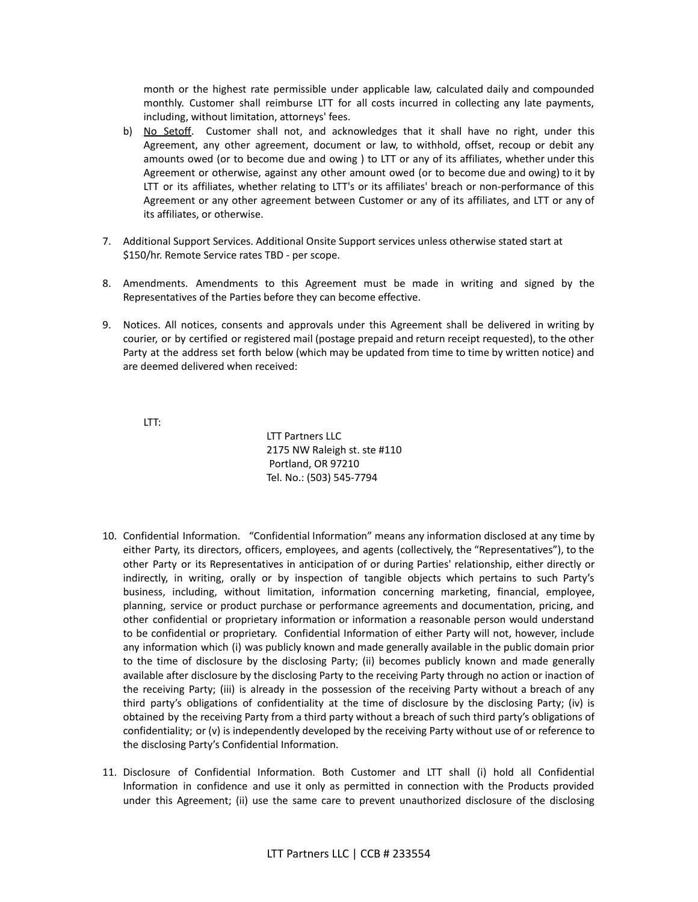month or the highest rate permissible under applicable law, calculated daily and compounded monthly. Customer shall reimburse LTT for all costs incurred in collecting any late payments, including, without limitation, attorneys' fees.

b) No Setoff. Customer shall not, and acknowledges that it shall have no right, under this Agreement, any other agreement, document or law, to withhold, offset, recoup or debit any amounts owed (or to become due and owing ) to LTT or any of its affiliates, whether under this Agreement or otherwise, against any other amount owed (or to become due and owing) to it by LTT or its affiliates, whether relating to LTT's or its affiliates' breach or non-performance of this Agreement or any other agreement between Customer or any of its affiliates, and LTT or any of its affiliates, or otherwise.

7. Additional Support Services. Additional Onsite Support services unless otherwise stated start at $150/hr. Remote Service rates TBD - per scope.

8. Amendments. Amendments to this Agreement must be made in writing and signed by the Representatives of the Parties before they can become effective.

9. Notices. All notices, consents and approvals under this Agreement shall be delivered in writing by courier, or by certified or registered mail (postage prepaid and return receipt requested), to the other Party at the address set forth below (which may be updated from time to time by written notice) and are deemed delivered when received:

LTT:

LTT Partners LLC
2175 NW Raleigh st. ste #110
Portland, OR 97210
Tel. No.: (503) 545-7794

10. Confidential Information. "Confidential Information" means any information disclosed at any time by either Party, its directors, officers, employees, and agents (collectively, the "Representatives"), to the other Party or its Representatives in anticipation of or during Parties' relationship, either directly or indirectly, in writing, orally or by inspection of tangible objects which pertains to such Party's business, including, without limitation, information concerning marketing, financial, employee, planning, service or product purchase or performance agreements and documentation, pricing, and other confidential or proprietary information or information a reasonable person would understand to be confidential or proprietary. Confidential Information of either Party will not, however, include any information which (i) was publicly known and made generally available in the public domain prior to the time of disclosure by the disclosing Party; (ii) becomes publicly known and made generally available after disclosure by the disclosing Party to the receiving Party through no action or inaction of the receiving Party; (iii) is already in the possession of the receiving Party without a breach of any third party's obligations of confidentiality at the time of disclosure by the disclosing Party; (iv) is obtained by the receiving Party from a third party without a breach of such third party's obligations of confidentiality; or (v) is independently developed by the receiving Party without use of or reference to the disclosing Party's Confidential Information.

11. Disclosure of Confidential Information. Both Customer and LTT shall (i) hold all Confidential Information in confidence and use it only as permitted in connection with the Products provided under this Agreement; (ii) use the same care to prevent unauthorized disclosure of the disclosing

LTT Partners LLC | CCB # 233554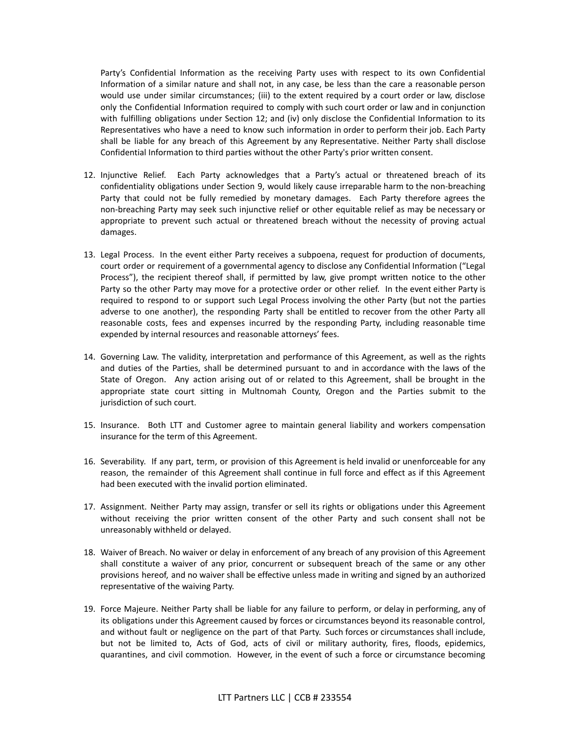Party's Confidential Information as the receiving Party uses with respect to its own Confidential Information of a similar nature and shall not, in any case, be less than the care a reasonable person would use under similar circumstances; (iii) to the extent required by a court order or law, disclose only the Confidential Information required to comply with such court order or law and in conjunction with fulfilling obligations under Section 12; and (iv) only disclose the Confidential Information to its Representatives who have a need to know such information in order to perform their job. Each Party shall be liable for any breach of this Agreement by any Representative. Neither Party shall disclose Confidential Information to third parties without the other Party's prior written consent.

12. Injunctive Relief. Each Party acknowledges that a Party's actual or threatened breach of its confidentiality obligations under Section 9, would likely cause irreparable harm to the non-breaching Party that could not be fully remedied by monetary damages. Each Party therefore agrees the non-breaching Party may seek such injunctive relief or other equitable relief as may be necessary or appropriate to prevent such actual or threatened breach without the necessity of proving actual damages.

13. Legal Process. In the event either Party receives a subpoena, request for production of documents, court order or requirement of a governmental agency to disclose any Confidential Information ("Legal Process"), the recipient thereof shall, if permitted by law, give prompt written notice to the other Party so the other Party may move for a protective order or other relief. In the event either Party is required to respond to or support such Legal Process involving the other Party (but not the parties adverse to one another), the responding Party shall be entitled to recover from the other Party all reasonable costs, fees and expenses incurred by the responding Party, including reasonable time expended by internal resources and reasonable attorneys' fees.

14. Governing Law. The validity, interpretation and performance of this Agreement, as well as the rights and duties of the Parties, shall be determined pursuant to and in accordance with the laws of the State of Oregon. Any action arising out of or related to this Agreement, shall be brought in the appropriate state court sitting in Multnomah County, Oregon and the Parties submit to the jurisdiction of such court.

15. Insurance. Both LTT and Customer agree to maintain general liability and workers compensation insurance for the term of this Agreement.

16. Severability. If any part, term, or provision of this Agreement is held invalid or unenforceable for any reason, the remainder of this Agreement shall continue in full force and effect as if this Agreement had been executed with the invalid portion eliminated.

17. Assignment. Neither Party may assign, transfer or sell its rights or obligations under this Agreement without receiving the prior written consent of the other Party and such consent shall not be unreasonably withheld or delayed.

18. Waiver of Breach. No waiver or delay in enforcement of any breach of any provision of this Agreement shall constitute a waiver of any prior, concurrent or subsequent breach of the same or any other provisions hereof, and no waiver shall be effective unless made in writing and signed by an authorized representative of the waiving Party.

19. Force Majeure. Neither Party shall be liable for any failure to perform, or delay in performing, any of its obligations under this Agreement caused by forces or circumstances beyond its reasonable control, and without fault or negligence on the part of that Party. Such forces or circumstances shall include, but not be limited to, Acts of God, acts of civil or military authority, fires, floods, epidemics, quarantines, and civil commotion. However, in the event of such a force or circumstance becoming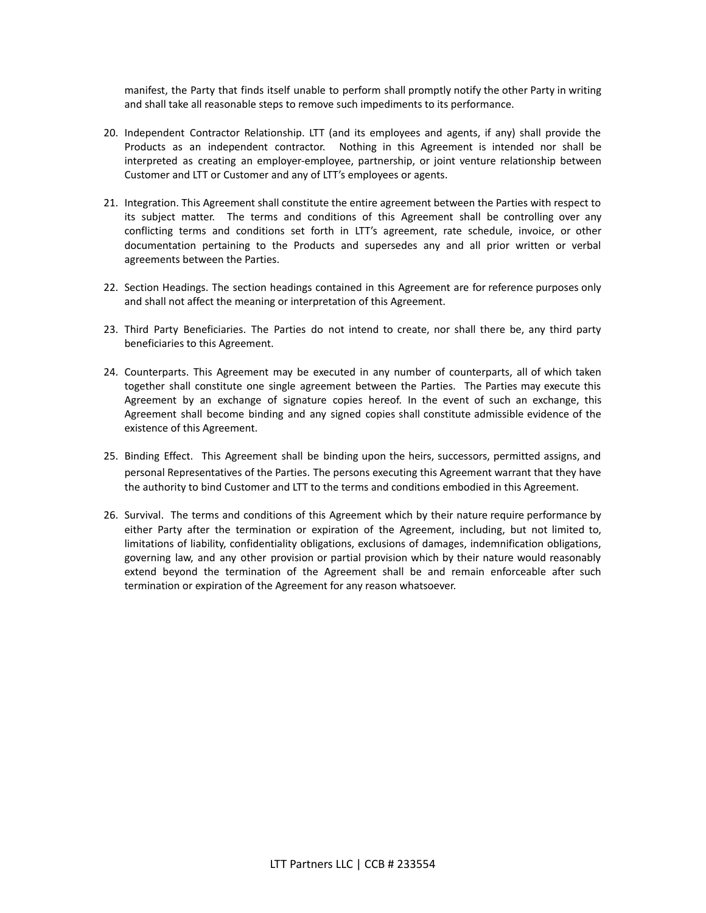manifest, the Party that finds itself unable to perform shall promptly notify the other Party in writing and shall take all reasonable steps to remove such impediments to its performance.

20. Independent Contractor Relationship. LTT (and its employees and agents, if any) shall provide the Products as an independent contractor. Nothing in this Agreement is intended nor shall be interpreted as creating an employer-employee, partnership, or joint venture relationship between Customer and LTT or Customer and any of LTT's employees or agents.

21. Integration. This Agreement shall constitute the entire agreement between the Parties with respect to its subject matter. The terms and conditions of this Agreement shall be controlling over any conflicting terms and conditions set forth in LTT's agreement, rate schedule, invoice, or other documentation pertaining to the Products and supersedes any and all prior written or verbal agreements between the Parties.

22. Section Headings. The section headings contained in this Agreement are for reference purposes only and shall not affect the meaning or interpretation of this Agreement.

23. Third Party Beneficiaries. The Parties do not intend to create, nor shall there be, any third party beneficiaries to this Agreement.

24. Counterparts. This Agreement may be executed in any number of counterparts, all of which taken together shall constitute one single agreement between the Parties. The Parties may execute this Agreement by an exchange of signature copies hereof. In the event of such an exchange, this Agreement shall become binding and any signed copies shall constitute admissible evidence of the existence of this Agreement.

25. Binding Effect. This Agreement shall be binding upon the heirs, successors, permitted assigns, and personal Representatives of the Parties. The persons executing this Agreement warrant that they have the authority to bind Customer and LTT to the terms and conditions embodied in this Agreement.

26. Survival. The terms and conditions of this Agreement which by their nature require performance by either Party after the termination or expiration of the Agreement, including, but not limited to, limitations of liability, confidentiality obligations, exclusions of damages, indemnification obligations, governing law, and any other provision or partial provision which by their nature would reasonably extend beyond the termination of the Agreement shall be and remain enforceable after such termination or expiration of the Agreement for any reason whatsoever.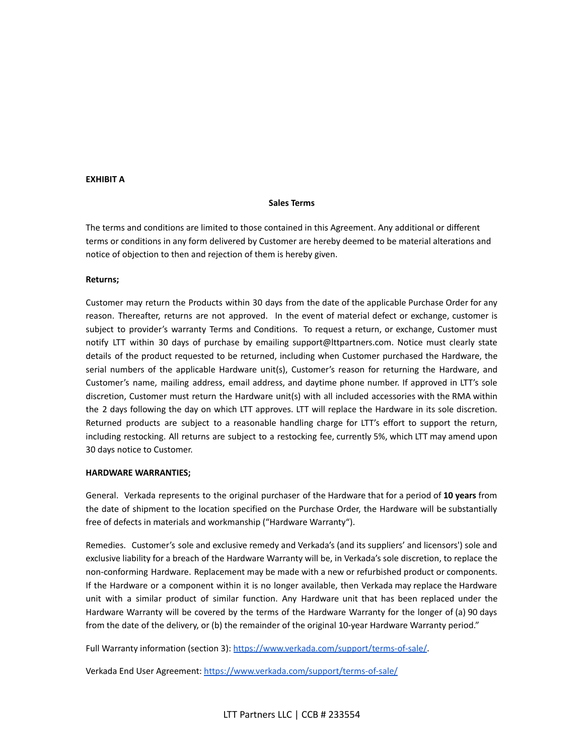**EXHIBIT A**

**Sales Terms**

The terms and conditions are limited to those contained in this Agreement. Any additional or different terms or conditions in any form delivered by Customer are hereby deemed to be material alterations and notice of objection to then and rejection of them is hereby given.

**Returns;**

Customer may return the Products within 30 days from the date of the applicable Purchase Order for any reason. Thereafter, returns are not approved. In the event of material defect or exchange, customer is subject to provider's warranty Terms and Conditions. To request a return, or exchange, Customer must notify LTT within 30 days of purchase by emailing support@lttpartners.com. Notice must clearly state details of the product requested to be returned, including when Customer purchased the Hardware, the serial numbers of the applicable Hardware unit(s), Customer's reason for returning the Hardware, and Customer's name, mailing address, email address, and daytime phone number. If approved in LTT's sole discretion, Customer must return the Hardware unit(s) with all included accessories with the RMA within the 2 days following the day on which LTT approves. LTT will replace the Hardware in its sole discretion. Returned products are subject to a reasonable handling charge for LTT's effort to support the return, including restocking. All returns are subject to a restocking fee, currently 5%, which LTT may amend upon 30 days notice to Customer.

**HARDWARE WARRANTIES;**

General. Verkada represents to the original purchaser of the Hardware that for a period of **10 years** from the date of shipment to the location specified on the Purchase Order, the Hardware will be substantially free of defects in materials and workmanship ("Hardware Warranty").

Remedies. Customer's sole and exclusive remedy and Verkada's (and its suppliers' and licensors') sole and exclusive liability for a breach of the Hardware Warranty will be, in Verkada's sole discretion, to replace the non-conforming Hardware. Replacement may be made with a new or refurbished product or components. If the Hardware or a component within it is no longer available, then Verkada may replace the Hardware unit with a similar product of similar function. Any Hardware unit that has been replaced under the Hardware Warranty will be covered by the terms of the Hardware Warranty for the longer of (a) 90 days from the date of the delivery, or (b) the remainder of the original 10-year Hardware Warranty period."

Full Warranty information (section 3): https://www.verkada.com/support/terms-of-sale/.

Verkada End User Agreement: https://www.verkada.com/support/terms-of-sale/

LTT Partners LLC | CCB # 233554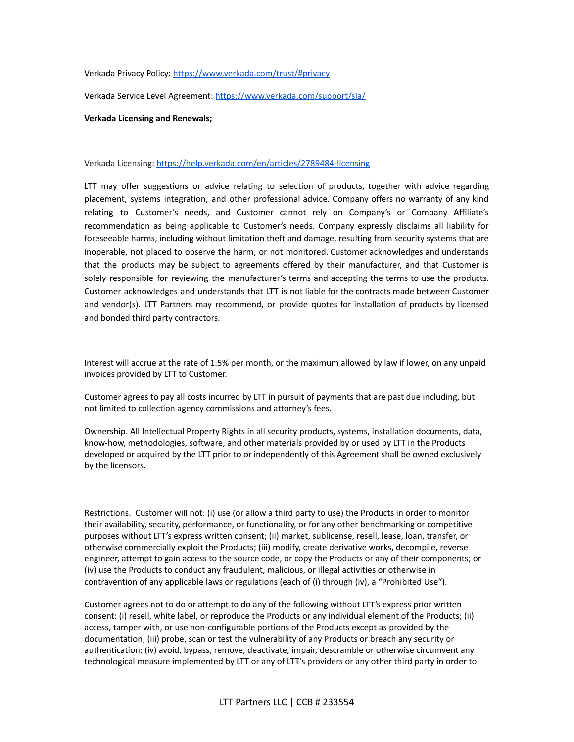Verkada Privacy Policy: https://www.verkada.com/trust/#privacy

Verkada Service Level Agreement: https://www.verkada.com/support/sla/

**Verkada Licensing and Renewals;**

Verkada Licensing: https://help.verkada.com/en/articles/2789484-licensing

LTT may offer suggestions or advice relating to selection of products, together with advice regarding placement, systems integration, and other professional advice. Company offers no warranty of any kind relating to Customer's needs, and Customer cannot rely on Company's or Company Affiliate's recommendation as being applicable to Customer's needs. Company expressly disclaims all liability for foreseeable harms, including without limitation theft and damage, resulting from security systems that are inoperable, not placed to observe the harm, or not monitored. Customer acknowledges and understands that the products may be subject to agreements offered by their manufacturer, and that Customer is solely responsible for reviewing the manufacturer's terms and accepting the terms to use the products. Customer acknowledges and understands that LTT is not liable for the contracts made between Customer and vendor(s). LTT Partners may recommend, or provide quotes for installation of products by licensed and bonded third party contractors.

Interest will accrue at the rate of 1.5% per month, or the maximum allowed by law if lower, on any unpaid invoices provided by LTT to Customer.

Customer agrees to pay all costs incurred by LTT in pursuit of payments that are past due including, but not limited to collection agency commissions and attorney's fees.

Ownership. All Intellectual Property Rights in all security products, systems, installation documents, data, know-how, methodologies, software, and other materials provided by or used by LTT in the Products developed or acquired by the LTT prior to or independently of this Agreement shall be owned exclusively by the licensors.

Restrictions. Customer will not: (i) use (or allow a third party to use) the Products in order to monitor their availability, security, performance, or functionality, or for any other benchmarking or competitive purposes without LTT's express written consent; (ii) market, sublicense, resell, lease, loan, transfer, or otherwise commercially exploit the Products; (iii) modify, create derivative works, decompile, reverse engineer, attempt to gain access to the source code, or copy the Products or any of their components; or (iv) use the Products to conduct any fraudulent, malicious, or illegal activities or otherwise in contravention of any applicable laws or regulations (each of (i) through (iv), a "Prohibited Use").

Customer agrees not to do or attempt to do any of the following without LTT's express prior written consent: (i) resell, white label, or reproduce the Products or any individual element of the Products; (ii) access, tamper with, or use non-configurable portions of the Products except as provided by the documentation; (iii) probe, scan or test the vulnerability of any Products or breach any security or authentication; (iv) avoid, bypass, remove, deactivate, impair, descramble or otherwise circumvent any technological measure implemented by LTT or any of LTT's providers or any other third party in order to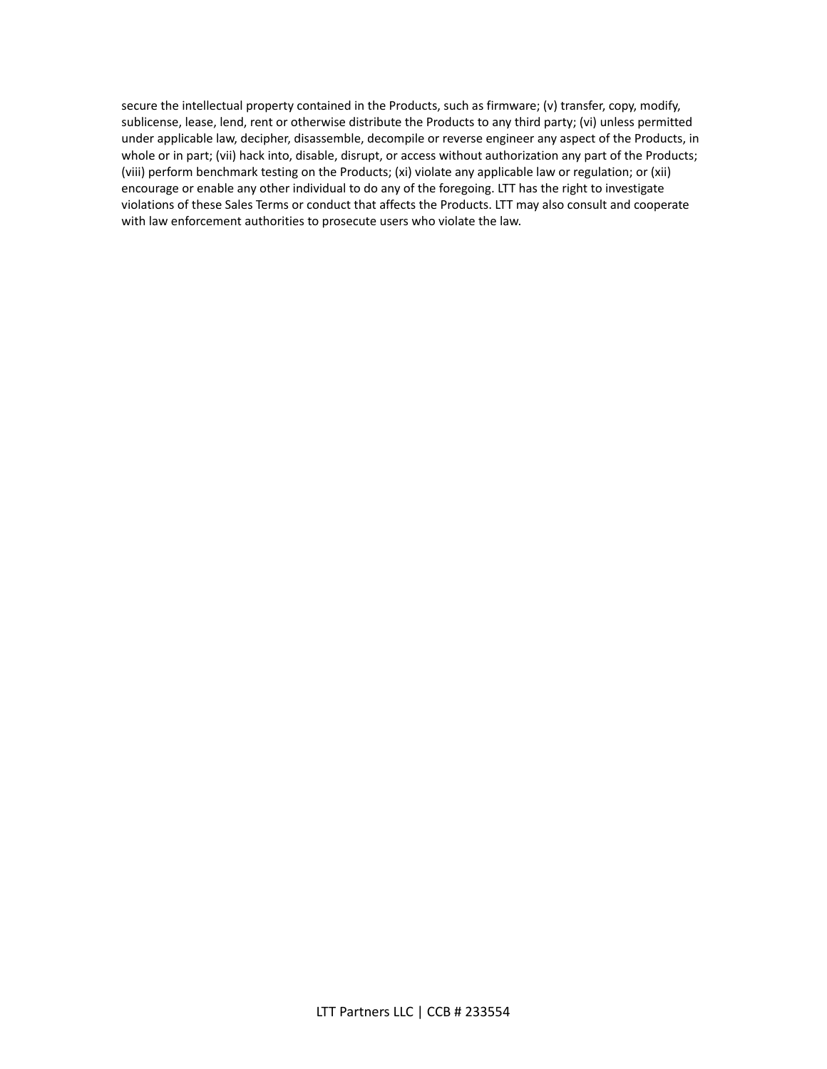secure the intellectual property contained in the Products, such as firmware; (v) transfer, copy, modify, sublicense, lease, lend, rent or otherwise distribute the Products to any third party; (vi) unless permitted under applicable law, decipher, disassemble, decompile or reverse engineer any aspect of the Products, in whole or in part; (vii) hack into, disable, disrupt, or access without authorization any part of the Products; (viii) perform benchmark testing on the Products; (xi) violate any applicable law or regulation; or (xii) encourage or enable any other individual to do any of the foregoing. LTT has the right to investigate violations of these Sales Terms or conduct that affects the Products. LTT may also consult and cooperate with law enforcement authorities to prosecute users who violate the law.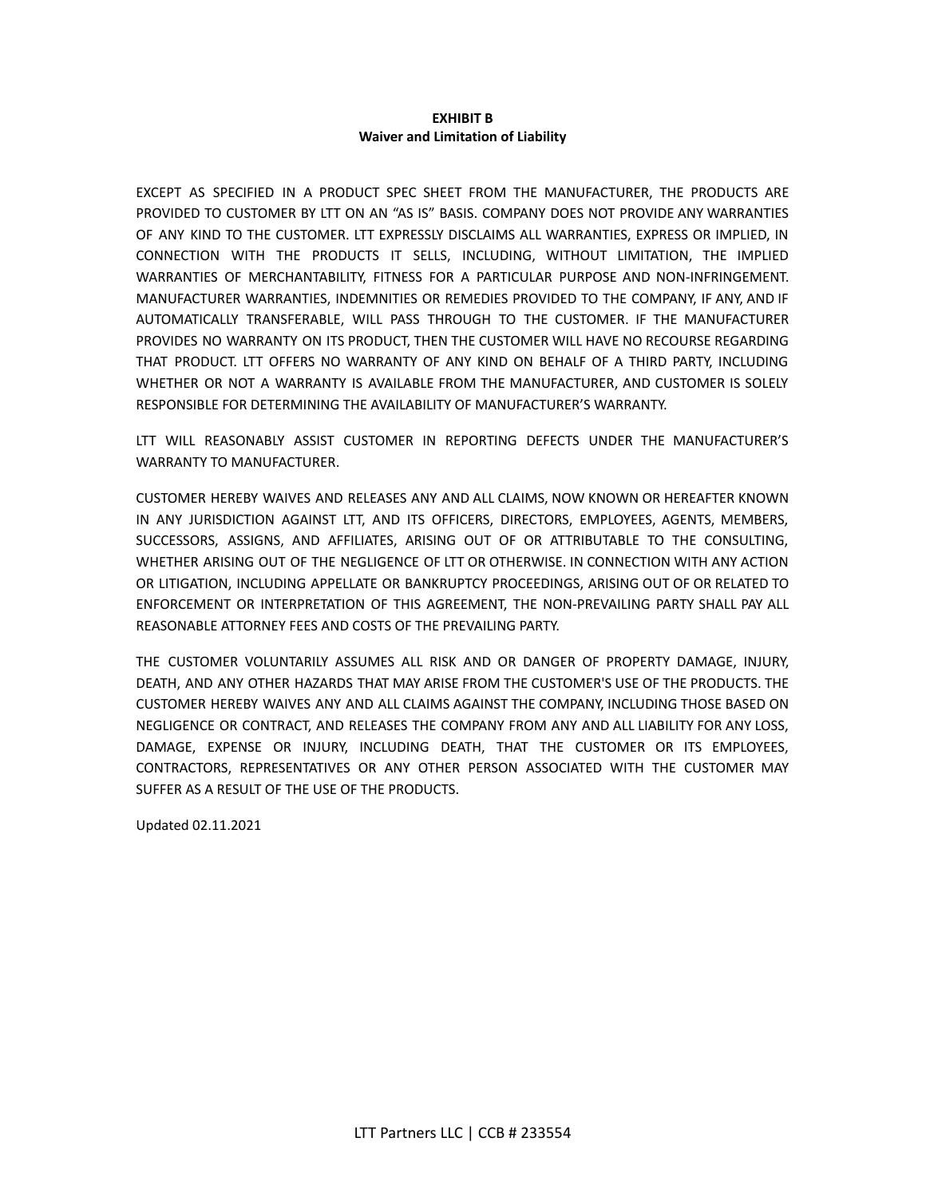**EXHIBIT B**
**Waiver and Limitation of Liability**

EXCEPT AS SPECIFIED IN A PRODUCT SPEC SHEET FROM THE MANUFACTURER, THE PRODUCTS ARE PROVIDED TO CUSTOMER BY LTT ON AN "AS IS" BASIS. COMPANY DOES NOT PROVIDE ANY WARRANTIES OF ANY KIND TO THE CUSTOMER. LTT EXPRESSLY DISCLAIMS ALL WARRANTIES, EXPRESS OR IMPLIED, IN CONNECTION WITH THE PRODUCTS IT SELLS, INCLUDING, WITHOUT LIMITATION, THE IMPLIED WARRANTIES OF MERCHANTABILITY, FITNESS FOR A PARTICULAR PURPOSE AND NON-INFRINGEMENT. MANUFACTURER WARRANTIES, INDEMNITIES OR REMEDIES PROVIDED TO THE COMPANY, IF ANY, AND IF AUTOMATICALLY TRANSFERABLE, WILL PASS THROUGH TO THE CUSTOMER. IF THE MANUFACTURER PROVIDES NO WARRANTY ON ITS PRODUCT, THEN THE CUSTOMER WILL HAVE NO RECOURSE REGARDING THAT PRODUCT. LTT OFFERS NO WARRANTY OF ANY KIND ON BEHALF OF A THIRD PARTY, INCLUDING WHETHER OR NOT A WARRANTY IS AVAILABLE FROM THE MANUFACTURER, AND CUSTOMER IS SOLELY RESPONSIBLE FOR DETERMINING THE AVAILABILITY OF MANUFACTURER'S WARRANTY.

LTT WILL REASONABLY ASSIST CUSTOMER IN REPORTING DEFECTS UNDER THE MANUFACTURER'S WARRANTY TO MANUFACTURER.

CUSTOMER HEREBY WAIVES AND RELEASES ANY AND ALL CLAIMS, NOW KNOWN OR HEREAFTER KNOWN IN ANY JURISDICTION AGAINST LTT, AND ITS OFFICERS, DIRECTORS, EMPLOYEES, AGENTS, MEMBERS, SUCCESSORS, ASSIGNS, AND AFFILIATES, ARISING OUT OF OR ATTRIBUTABLE TO THE CONSULTING, WHETHER ARISING OUT OF THE NEGLIGENCE OF LTT OR OTHERWISE. IN CONNECTION WITH ANY ACTION OR LITIGATION, INCLUDING APPELLATE OR BANKRUPTCY PROCEEDINGS, ARISING OUT OF OR RELATED TO ENFORCEMENT OR INTERPRETATION OF THIS AGREEMENT, THE NON-PREVAILING PARTY SHALL PAY ALL REASONABLE ATTORNEY FEES AND COSTS OF THE PREVAILING PARTY.

THE CUSTOMER VOLUNTARILY ASSUMES ALL RISK AND OR DANGER OF PROPERTY DAMAGE, INJURY, DEATH, AND ANY OTHER HAZARDS THAT MAY ARISE FROM THE CUSTOMER'S USE OF THE PRODUCTS. THE CUSTOMER HEREBY WAIVES ANY AND ALL CLAIMS AGAINST THE COMPANY, INCLUDING THOSE BASED ON NEGLIGENCE OR CONTRACT, AND RELEASES THE COMPANY FROM ANY AND ALL LIABILITY FOR ANY LOSS, DAMAGE, EXPENSE OR INJURY, INCLUDING DEATH, THAT THE CUSTOMER OR ITS EMPLOYEES, CONTRACTORS, REPRESENTATIVES OR ANY OTHER PERSON ASSOCIATED WITH THE CUSTOMER MAY SUFFER AS A RESULT OF THE USE OF THE PRODUCTS.

Updated 02.11.2021